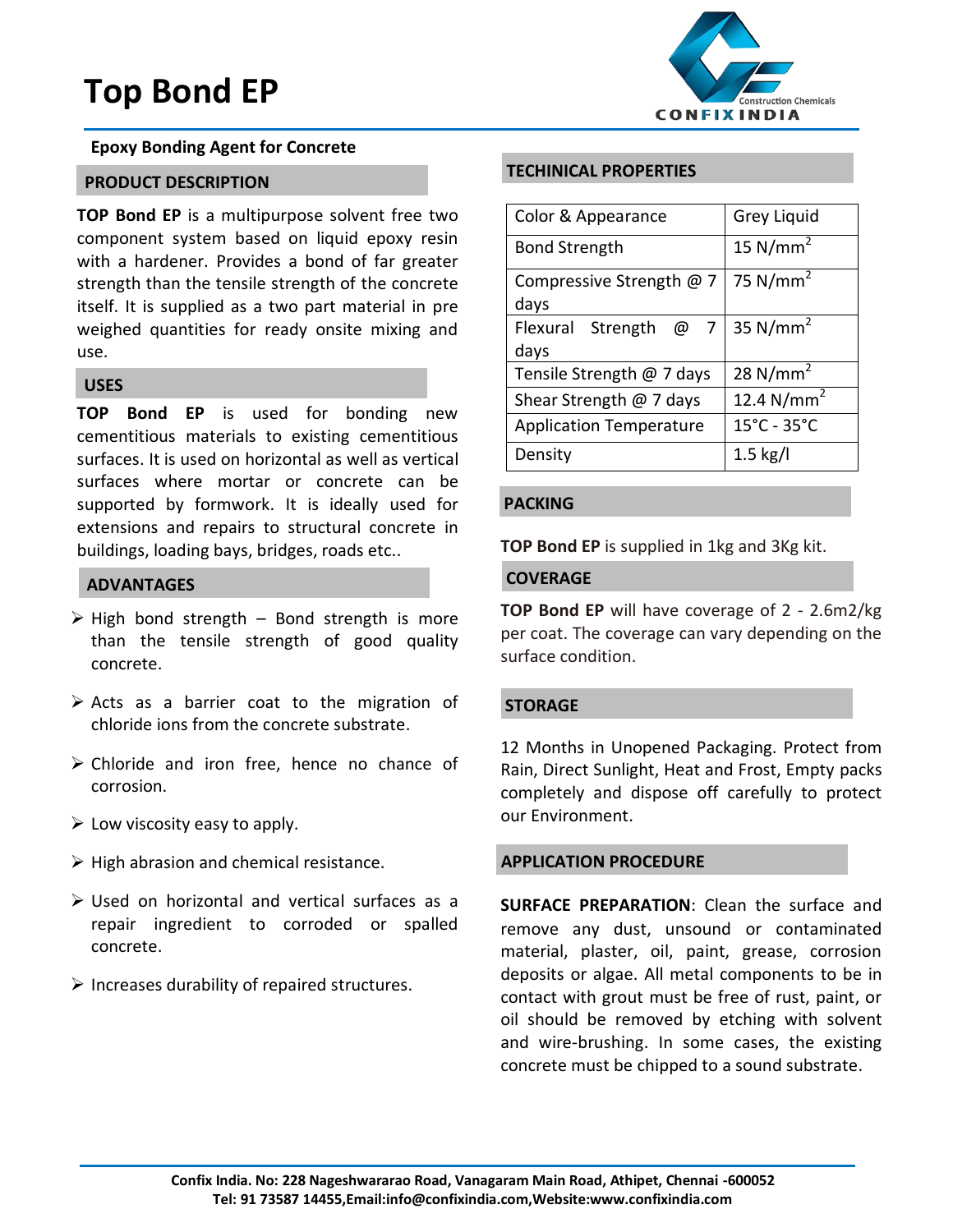# Top Bond EP

**Epoxy Bonding Agent for Concrete**

## PRODUCT DESCRIPTION

**TOP Bond EP** is a multipurpose solvent free two component system based on liquid epoxy resin with a hardener. Provides a bond of far greater strength than the tensile strength of the concrete itself. It is supplied as a two part material in pre weighed quantities for ready onsite mixing and use.

## USES

**TOP Bond EP** is used for bonding new cementitious materials to existing cementitious surfaces. It is used on horizontal as well as vertical surfaces where mortar or concrete can be supported by formwork. It is ideally used for extensions and repairs to structural concrete in buildings, loading bays, bridges, roads etc..

## ADVANTAGES

- High bond strength – Bond strength is more than the tensile strength of good quality concrete.
- Acts as a barrier coat to the migration of chloride ions from the concrete substrate.
- Chloride and iron free, hence no chance of corrosion.
- Low viscosity easy to apply.
- High abrasion and chemical resistance.
- Used on horizontal and vertical surfaces as a repair ingredient to corroded or spalled concrete.
- Increases durability of repaired structures.

## TECHINICAL PROPERTIES

| Property | Value |
|---|---|
| Color & Appearance | Grey Liquid |
| Bond Strength | 15 N/mm$^2$ |
| Compressive Strength @ 7 days | 75 N/mm$^2$ |
| Flexural Strength @ 7 days | 35 N/mm$^2$ |
| Tensile Strength @ 7 days | 28 N/mm$^2$ |
| Shear Strength @ 7 days | 12.4 N/mm$^2$ |
| Application Temperature | 15°C - 35°C |
| Density | 1.5 kg/l |

## PACKING

**TOP Bond EP** is supplied in 1kg and 3Kg kit.

## COVERAGE

**TOP Bond EP** will have coverage of 2 - 2.6m2/kg per coat. The coverage can vary depending on the surface condition.

## STORAGE

12 Months in Unopened Packaging. Protect from Rain, Direct Sunlight, Heat and Frost, Empty packs completely and dispose off carefully to protect our Environment.

## APPLICATION PROCEDURE

**SURFACE PREPARATION**: Clean the surface and remove any dust, unsound or contaminated material, plaster, oil, paint, grease, corrosion deposits or algae. All metal components to be in contact with grout must be free of rust, paint, or oil should be removed by etching with solvent and wire-brushing. In some cases, the existing concrete must be chipped to a sound substrate.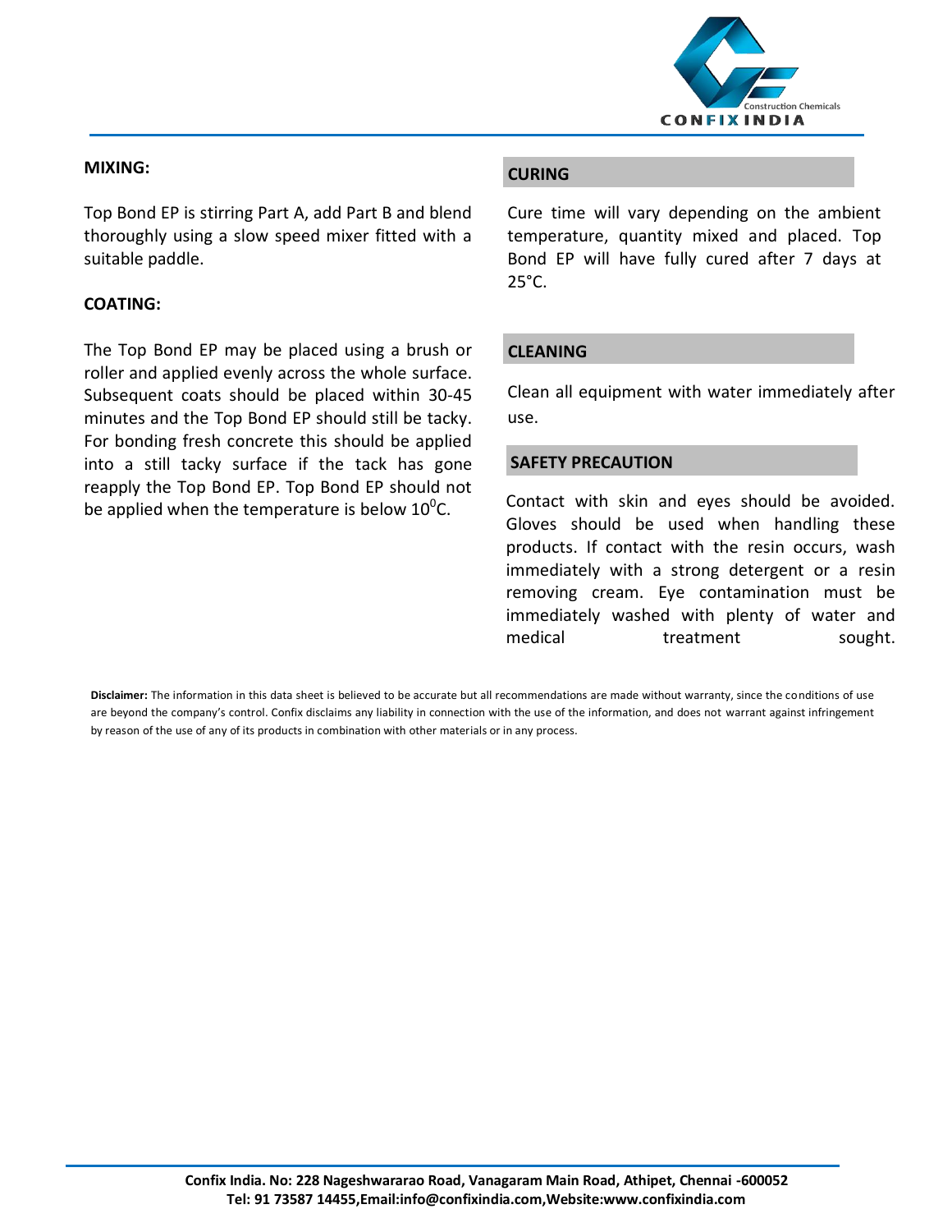## MIXING:

Top Bond EP is stirring Part A, add Part B and blend thoroughly using a slow speed mixer fitted with a suitable paddle.

## COATING:

The Top Bond EP may be placed using a brush or roller and applied evenly across the whole surface. Subsequent coats should be placed within 30-45 minutes and the Top Bond EP should still be tacky. For bonding fresh concrete this should be applied into a still tacky surface if the tack has gone reapply the Top Bond EP. Top Bond EP should not be applied when the temperature is below $10^0$C.

## CURING

Cure time will vary depending on the ambient temperature, quantity mixed and placed. Top Bond EP will have fully cured after 7 days at 25°C.

## CLEANING

Clean all equipment with water immediately after use.

## SAFETY PRECAUTION

Contact with skin and eyes should be avoided. Gloves should be used when handling these products. If contact with the resin occurs, wash immediately with a strong detergent or a resin removing cream. Eye contamination must be immediately washed with plenty of water and medical treatment sought.

**Disclaimer:** The information in this data sheet is believed to be accurate but all recommendations are made without warranty, since the conditions of use are beyond the company's control. Confix disclaims any liability in connection with the use of the information, and does not warrant against infringement by reason of the use of any of its products in combination with other materials or in any process.

**Confix India. No: 228 Nageshwararao Road, Vanagaram Main Road, Athipet, Chennai -600052**
**Tel: 91 73587 14455,Email:info@confixindia.com,Website:www.confixindia.com**